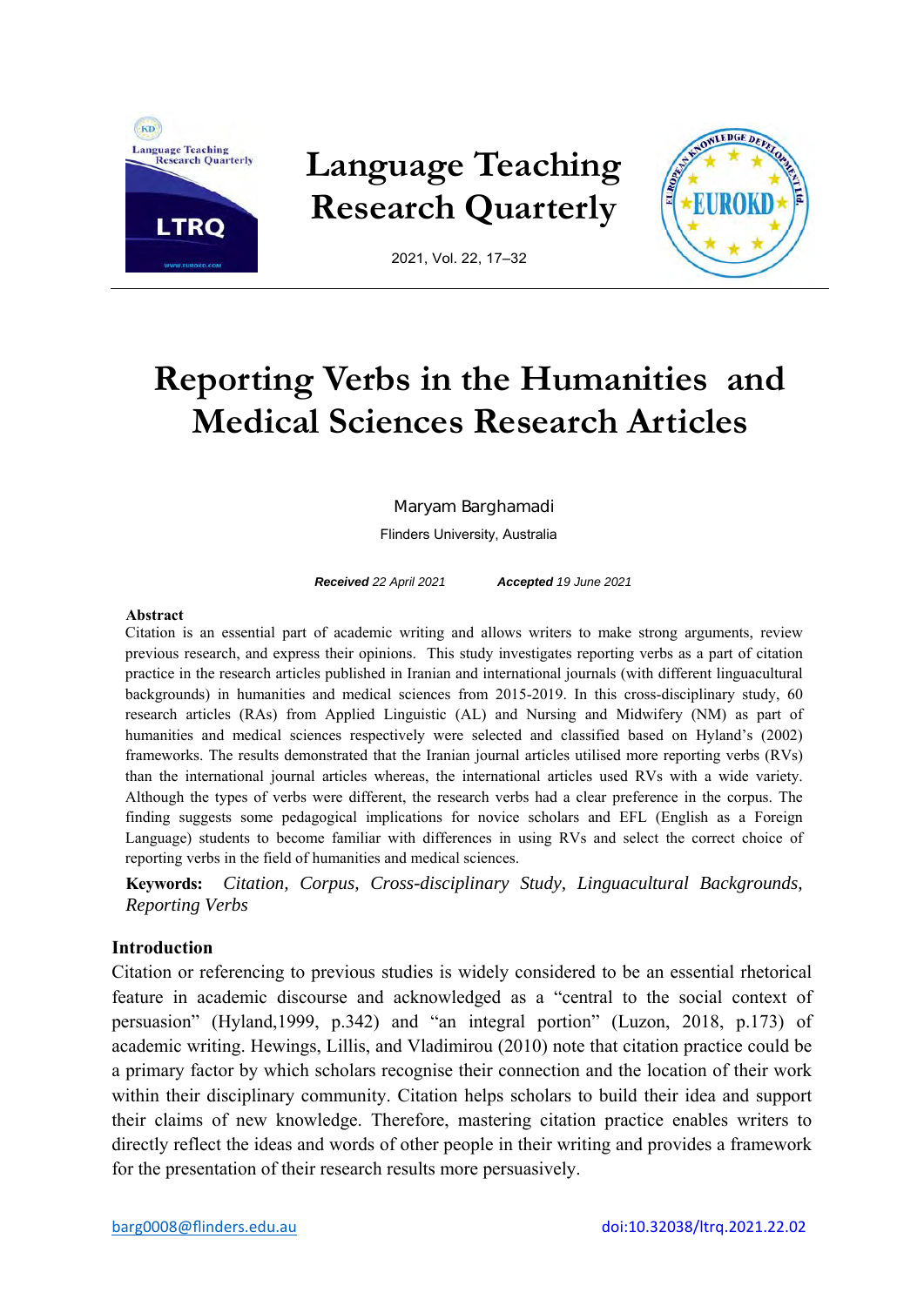# Reporting Verbs in the Humanities and Medical Sciences Research Articles

Maryam Barghamadi

Flinders University, Australia

***Received*** *22 April 2021* ***Accepted*** *19 June 2021*

**Abstract**

Citation is an essential part of academic writing and allows writers to make strong arguments, review previous research, and express their opinions. This study investigates reporting verbs as a part of citation practice in the research articles published in Iranian and international journals (with different linguacultural backgrounds) in humanities and medical sciences from 2015-2019. In this cross-disciplinary study, 60 research articles (RAs) from Applied Linguistic (AL) and Nursing and Midwifery (NM) as part of humanities and medical sciences respectively were selected and classified based on Hyland's (2002) frameworks. The results demonstrated that the Iranian journal articles utilised more reporting verbs (RVs) than the international journal articles whereas, the international articles used RVs with a wide variety. Although the types of verbs were different, the research verbs had a clear preference in the corpus. The finding suggests some pedagogical implications for novice scholars and EFL (English as a Foreign Language) students to become familiar with differences in using RVs and select the correct choice of reporting verbs in the field of humanities and medical sciences.

**Keywords:** *Citation, Corpus, Cross-disciplinary Study, Linguacultural Backgrounds, Reporting Verbs*

## Introduction

Citation or referencing to previous studies is widely considered to be an essential rhetorical feature in academic discourse and acknowledged as a "central to the social context of persuasion" (Hyland,1999, p.342) and "an integral portion" (Luzon, 2018, p.173) of academic writing. Hewings, Lillis, and Vladimirou (2010) note that citation practice could be a primary factor by which scholars recognise their connection and the location of their work within their disciplinary community. Citation helps scholars to build their idea and support their claims of new knowledge. Therefore, mastering citation practice enables writers to directly reflect the ideas and words of other people in their writing and provides a framework for the presentation of their research results more persuasively.

barg0008@flinders.edu.au

doi:10.32038/ltrq.2021.22.02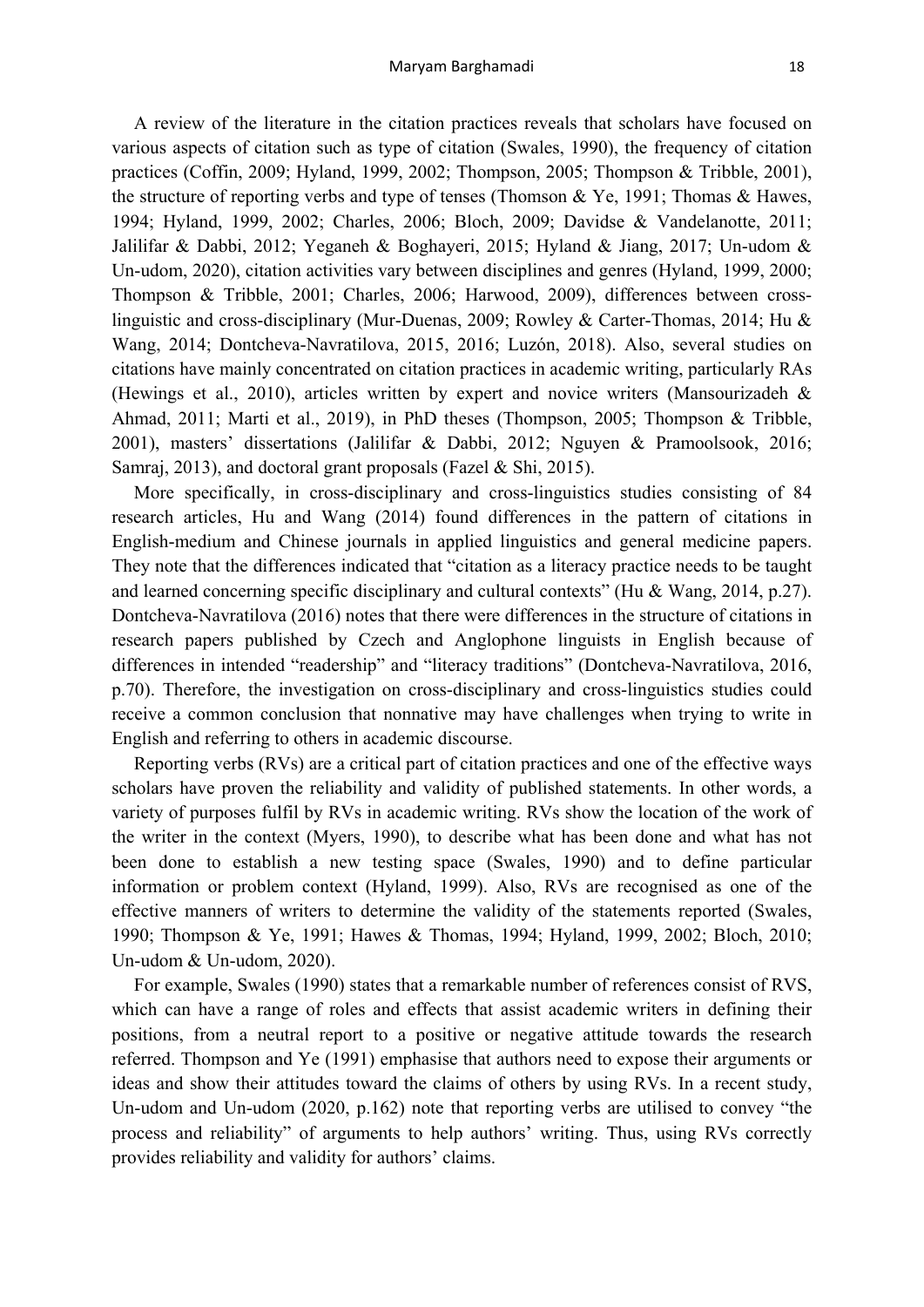A review of the literature in the citation practices reveals that scholars have focused on various aspects of citation such as type of citation (Swales, 1990), the frequency of citation practices (Coffin, 2009; Hyland, 1999, 2002; Thompson, 2005; Thompson & Tribble, 2001), the structure of reporting verbs and type of tenses (Thomson & Ye, 1991; Thomas & Hawes, 1994; Hyland, 1999, 2002; Charles, 2006; Bloch, 2009; Davidse & Vandelanotte, 2011; Jalilifar & Dabbi, 2012; Yeganeh & Boghayeri, 2015; Hyland & Jiang, 2017; Un-udom & Un-udom, 2020), citation activities vary between disciplines and genres (Hyland, 1999, 2000; Thompson & Tribble, 2001; Charles, 2006; Harwood, 2009), differences between cross-linguistic and cross-disciplinary (Mur-Duenas, 2009; Rowley & Carter-Thomas, 2014; Hu & Wang, 2014; Dontcheva-Navratilova, 2015, 2016; Luzón, 2018). Also, several studies on citations have mainly concentrated on citation practices in academic writing, particularly RAs (Hewings et al., 2010), articles written by expert and novice writers (Mansourizadeh & Ahmad, 2011; Marti et al., 2019), in PhD theses (Thompson, 2005; Thompson & Tribble, 2001), masters' dissertations (Jalilifar & Dabbi, 2012; Nguyen & Pramoolsook, 2016; Samraj, 2013), and doctoral grant proposals (Fazel & Shi, 2015).

More specifically, in cross-disciplinary and cross-linguistics studies consisting of 84 research articles, Hu and Wang (2014) found differences in the pattern of citations in English-medium and Chinese journals in applied linguistics and general medicine papers. They note that the differences indicated that "citation as a literacy practice needs to be taught and learned concerning specific disciplinary and cultural contexts" (Hu & Wang, 2014, p.27). Dontcheva-Navratilova (2016) notes that there were differences in the structure of citations in research papers published by Czech and Anglophone linguists in English because of differences in intended "readership" and "literacy traditions" (Dontcheva-Navratilova, 2016, p.70). Therefore, the investigation on cross-disciplinary and cross-linguistics studies could receive a common conclusion that nonnative may have challenges when trying to write in English and referring to others in academic discourse.

Reporting verbs (RVs) are a critical part of citation practices and one of the effective ways scholars have proven the reliability and validity of published statements. In other words, a variety of purposes fulfil by RVs in academic writing. RVs show the location of the work of the writer in the context (Myers, 1990), to describe what has been done and what has not been done to establish a new testing space (Swales, 1990) and to define particular information or problem context (Hyland, 1999). Also, RVs are recognised as one of the effective manners of writers to determine the validity of the statements reported (Swales, 1990; Thompson & Ye, 1991; Hawes & Thomas, 1994; Hyland, 1999, 2002; Bloch, 2010; Un-udom & Un-udom, 2020).

For example, Swales (1990) states that a remarkable number of references consist of RVS, which can have a range of roles and effects that assist academic writers in defining their positions, from a neutral report to a positive or negative attitude towards the research referred. Thompson and Ye (1991) emphasise that authors need to expose their arguments or ideas and show their attitudes toward the claims of others by using RVs. In a recent study, Un-udom and Un-udom (2020, p.162) note that reporting verbs are utilised to convey "the process and reliability" of arguments to help authors' writing. Thus, using RVs correctly provides reliability and validity for authors' claims.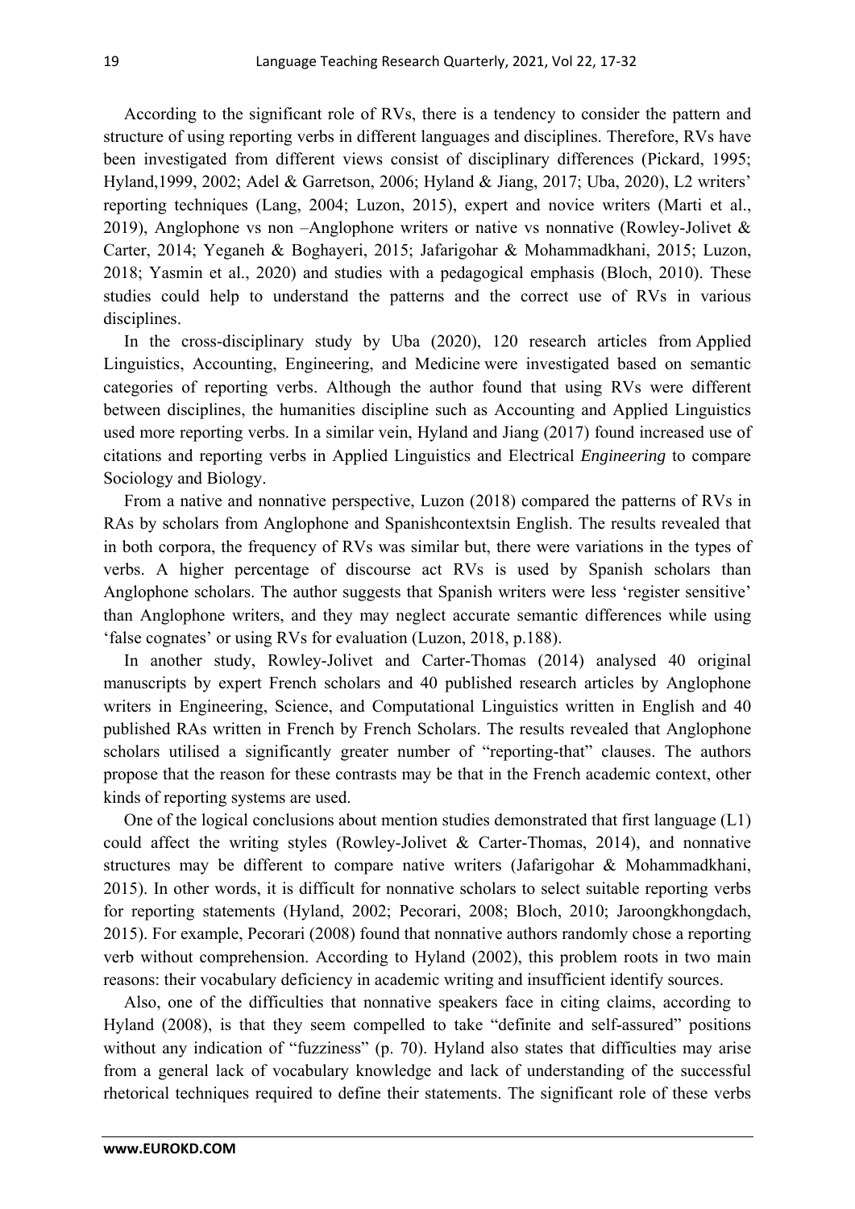According to the significant role of RVs, there is a tendency to consider the pattern and structure of using reporting verbs in different languages and disciplines. Therefore, RVs have been investigated from different views consist of disciplinary differences (Pickard, 1995; Hyland,1999, 2002; Adel & Garretson, 2006; Hyland & Jiang, 2017; Uba, 2020), L2 writers' reporting techniques (Lang, 2004; Luzon, 2015), expert and novice writers (Marti et al., 2019), Anglophone vs non –Anglophone writers or native vs nonnative (Rowley-Jolivet & Carter, 2014; Yeganeh & Boghayeri, 2015; Jafarigohar & Mohammadkhani, 2015; Luzon, 2018; Yasmin et al., 2020) and studies with a pedagogical emphasis (Bloch, 2010). These studies could help to understand the patterns and the correct use of RVs in various disciplines.

In the cross-disciplinary study by Uba (2020), 120 research articles from Applied Linguistics, Accounting, Engineering, and Medicine were investigated based on semantic categories of reporting verbs. Although the author found that using RVs were different between disciplines, the humanities discipline such as Accounting and Applied Linguistics used more reporting verbs. In a similar vein, Hyland and Jiang (2017) found increased use of citations and reporting verbs in Applied Linguistics and Electrical *Engineering* to compare Sociology and Biology.

From a native and nonnative perspective, Luzon (2018) compared the patterns of RVs in RAs by scholars from Anglophone and Spanishcontextsin English. The results revealed that in both corpora, the frequency of RVs was similar but, there were variations in the types of verbs. A higher percentage of discourse act RVs is used by Spanish scholars than Anglophone scholars. The author suggests that Spanish writers were less 'register sensitive' than Anglophone writers, and they may neglect accurate semantic differences while using 'false cognates' or using RVs for evaluation (Luzon, 2018, p.188).

In another study, Rowley-Jolivet and Carter-Thomas (2014) analysed 40 original manuscripts by expert French scholars and 40 published research articles by Anglophone writers in Engineering, Science, and Computational Linguistics written in English and 40 published RAs written in French by French Scholars. The results revealed that Anglophone scholars utilised a significantly greater number of "reporting-that" clauses. The authors propose that the reason for these contrasts may be that in the French academic context, other kinds of reporting systems are used.

One of the logical conclusions about mention studies demonstrated that first language (L1) could affect the writing styles (Rowley-Jolivet & Carter-Thomas, 2014), and nonnative structures may be different to compare native writers (Jafarigohar & Mohammadkhani, 2015). In other words, it is difficult for nonnative scholars to select suitable reporting verbs for reporting statements (Hyland, 2002; Pecorari, 2008; Bloch, 2010; Jaroongkhongdach, 2015). For example, Pecorari (2008) found that nonnative authors randomly chose a reporting verb without comprehension. According to Hyland (2002), this problem roots in two main reasons: their vocabulary deficiency in academic writing and insufficient identify sources.

Also, one of the difficulties that nonnative speakers face in citing claims, according to Hyland (2008), is that they seem compelled to take "definite and self-assured" positions without any indication of "fuzziness" (p. 70). Hyland also states that difficulties may arise from a general lack of vocabulary knowledge and lack of understanding of the successful rhetorical techniques required to define their statements. The significant role of these verbs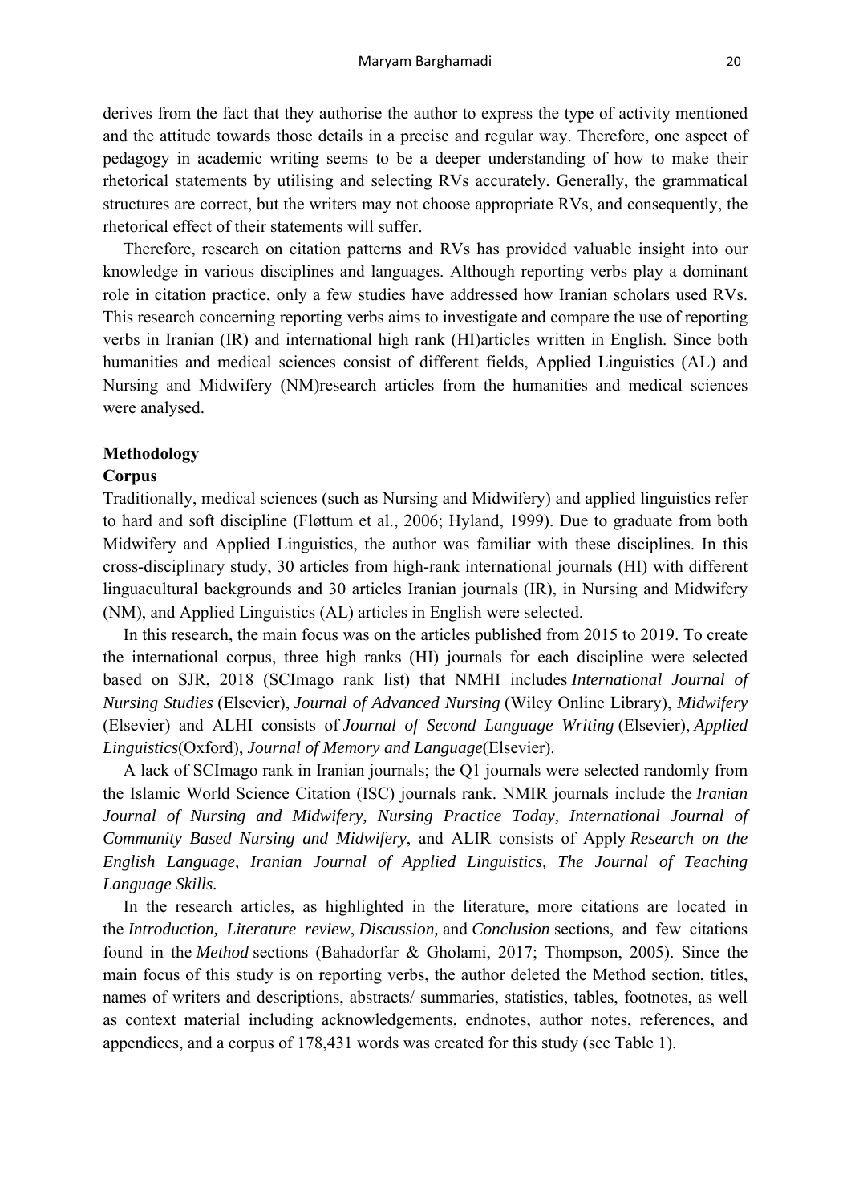derives from the fact that they authorise the author to express the type of activity mentioned and the attitude towards those details in a precise and regular way. Therefore, one aspect of pedagogy in academic writing seems to be a deeper understanding of how to make their rhetorical statements by utilising and selecting RVs accurately. Generally, the grammatical structures are correct, but the writers may not choose appropriate RVs, and consequently, the rhetorical effect of their statements will suffer.

Therefore, research on citation patterns and RVs has provided valuable insight into our knowledge in various disciplines and languages. Although reporting verbs play a dominant role in citation practice, only a few studies have addressed how Iranian scholars used RVs. This research concerning reporting verbs aims to investigate and compare the use of reporting verbs in Iranian (IR) and international high rank (HI)articles written in English. Since both humanities and medical sciences consist of different fields, Applied Linguistics (AL) and Nursing and Midwifery (NM)research articles from the humanities and medical sciences were analysed.

## Methodology

### Corpus

Traditionally, medical sciences (such as Nursing and Midwifery) and applied linguistics refer to hard and soft discipline (Fløttum et al., 2006; Hyland, 1999). Due to graduate from both Midwifery and Applied Linguistics, the author was familiar with these disciplines. In this cross-disciplinary study, 30 articles from high-rank international journals (HI) with different linguacultural backgrounds and 30 articles Iranian journals (IR), in Nursing and Midwifery (NM), and Applied Linguistics (AL) articles in English were selected.

In this research, the main focus was on the articles published from 2015 to 2019. To create the international corpus, three high ranks (HI) journals for each discipline were selected based on SJR, 2018 (SCImago rank list) that NMHI includes *International Journal of Nursing Studies* (Elsevier), *Journal of Advanced Nursing* (Wiley Online Library), *Midwifery* (Elsevier) and ALHI consists of *Journal of Second Language Writing* (Elsevier), *Applied Linguistics*(Oxford), *Journal of Memory and Language*(Elsevier).

A lack of SCImago rank in Iranian journals; the Q1 journals were selected randomly from the Islamic World Science Citation (ISC) journals rank. NMIR journals include the *Iranian Journal of Nursing and Midwifery, Nursing Practice Today, International Journal of Community Based Nursing and Midwifery*, and ALIR consists of Apply *Research on the English Language, Iranian Journal of Applied Linguistics, The Journal of Teaching Language Skills.*

In the research articles, as highlighted in the literature, more citations are located in the *Introduction, Literature review*, *Discussion,* and *Conclusion* sections, and few citations found in the *Method* sections (Bahadorfar & Gholami, 2017; Thompson, 2005). Since the main focus of this study is on reporting verbs, the author deleted the Method section, titles, names of writers and descriptions, abstracts/ summaries, statistics, tables, footnotes, as well as context material including acknowledgements, endnotes, author notes, references, and appendices, and a corpus of 178,431 words was created for this study (see Table 1).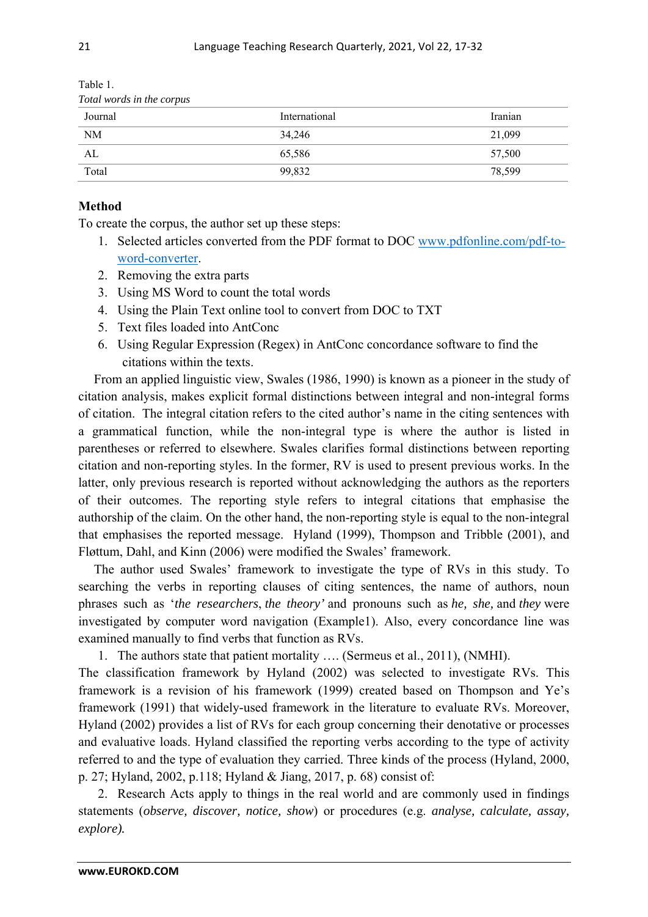Table 1.
*Total words in the corpus*

| Journal | International | Iranian |
| --- | --- | --- |
| NM | 34,246 | 21,099 |
| AL | 65,586 | 57,500 |
| Total | 99,832 | 78,599 |

## Method

To create the corpus, the author set up these steps:

1. Selected articles converted from the PDF format to DOC [www.pdfonline.com/pdf-to-word-converter](www.pdfonline.com/pdf-to-word-converter).
2. Removing the extra parts
3. Using MS Word to count the total words
4. Using the Plain Text online tool to convert from DOC to TXT
5. Text files loaded into AntConc
6. Using Regular Expression (Regex) in AntConc concordance software to find the citations within the texts.

From an applied linguistic view, Swales (1986, 1990) is known as a pioneer in the study of citation analysis, makes explicit formal distinctions between integral and non-integral forms of citation. The integral citation refers to the cited author's name in the citing sentences with a grammatical function, while the non-integral type is where the author is listed in parentheses or referred to elsewhere. Swales clarifies formal distinctions between reporting citation and non-reporting styles. In the former, RV is used to present previous works. In the latter, only previous research is reported without acknowledging the authors as the reporters of their outcomes. The reporting style refers to integral citations that emphasise the authorship of the claim. On the other hand, the non-reporting style is equal to the non-integral that emphasises the reported message. Hyland (1999), Thompson and Tribble (2001), and Fløttum, Dahl, and Kinn (2006) were modified the Swales' framework.

The author used Swales' framework to investigate the type of RVs in this study. To searching the verbs in reporting clauses of citing sentences, the name of authors, noun phrases such as '*the researchers*, *the theory'* and pronouns such as *he, she,* and *they* were investigated by computer word navigation (Example1). Also, every concordance line was examined manually to find verbs that function as RVs.

1. The authors state that patient mortality …. (Sermeus et al., 2011), (NMHI).

The classification framework by Hyland (2002) was selected to investigate RVs. This framework is a revision of his framework (1999) created based on Thompson and Ye's framework (1991) that widely-used framework in the literature to evaluate RVs. Moreover, Hyland (2002) provides a list of RVs for each group concerning their denotative or processes and evaluative loads. Hyland classified the reporting verbs according to the type of activity referred to and the type of evaluation they carried. Three kinds of the process (Hyland, 2000, p. 27; Hyland, 2002, p.118; Hyland & Jiang, 2017, p. 68) consist of:

2. Research Acts apply to things in the real world and are commonly used in findings statements (*observe, discover, notice, show*) or procedures (e.g. *analyse, calculate, assay, explore).*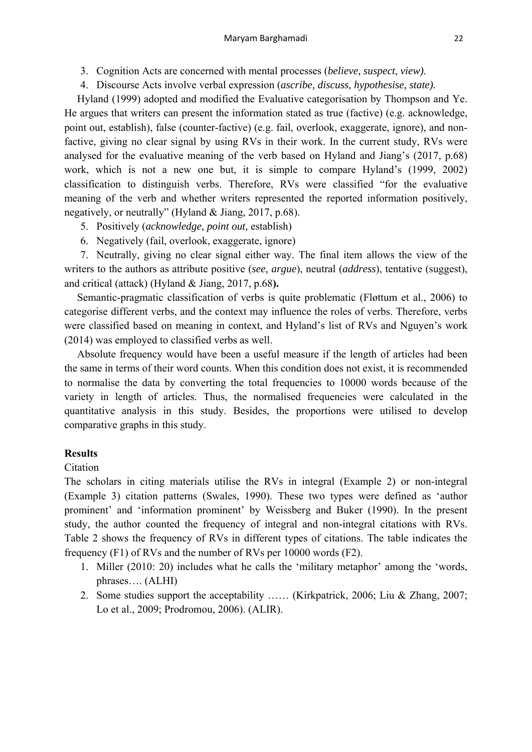3. Cognition Acts are concerned with mental processes (*believe, suspect, view).*
4. Discourse Acts involve verbal expression (*ascribe, discuss, hypothesise, state).*

Hyland (1999) adopted and modified the Evaluative categorisation by Thompson and Ye. He argues that writers can present the information stated as true (factive) (e.g. acknowledge, point out, establish), false (counter-factive) (e.g. fail, overlook, exaggerate, ignore), and non-factive, giving no clear signal by using RVs in their work. In the current study, RVs were analysed for the evaluative meaning of the verb based on Hyland and Jiang's (2017, p.68) work, which is not a new one but, it is simple to compare Hyland's (1999, 2002) classification to distinguish verbs. Therefore, RVs were classified "for the evaluative meaning of the verb and whether writers represented the reported information positively, negatively, or neutrally" (Hyland & Jiang, 2017, p.68).

5. Positively (*acknowledge, point out,* establish)
6. Negatively (fail, overlook, exaggerate, ignore)
7. Neutrally, giving no clear signal either way. The final item allows the view of the writers to the authors as attribute positive (*see, argue*), neutral (*address*), tentative (suggest), and critical (attack) (Hyland & Jiang, 2017, p.68**).**

Semantic-pragmatic classification of verbs is quite problematic (Fløttum et al., 2006) to categorise different verbs, and the context may influence the roles of verbs. Therefore, verbs were classified based on meaning in context, and Hyland's list of RVs and Nguyen's work (2014) was employed to classified verbs as well.

Absolute frequency would have been a useful measure if the length of articles had been the same in terms of their word counts. When this condition does not exist, it is recommended to normalise the data by converting the total frequencies to 10000 words because of the variety in length of articles. Thus, the normalised frequencies were calculated in the quantitative analysis in this study. Besides, the proportions were utilised to develop comparative graphs in this study.

## Results

### Citation

The scholars in citing materials utilise the RVs in integral (Example 2) or non-integral (Example 3) citation patterns (Swales, 1990). These two types were defined as 'author prominent' and 'information prominent' by Weissberg and Buker (1990). In the present study, the author counted the frequency of integral and non-integral citations with RVs. Table 2 shows the frequency of RVs in different types of citations. The table indicates the frequency (F1) of RVs and the number of RVs per 10000 words (F2).

1. Miller (2010: 20) includes what he calls the 'military metaphor' among the 'words, phrases…. (ALHI)
2. Some studies support the acceptability …… (Kirkpatrick, 2006; Liu & Zhang, 2007; Lo et al., 2009; Prodromou, 2006). (ALIR).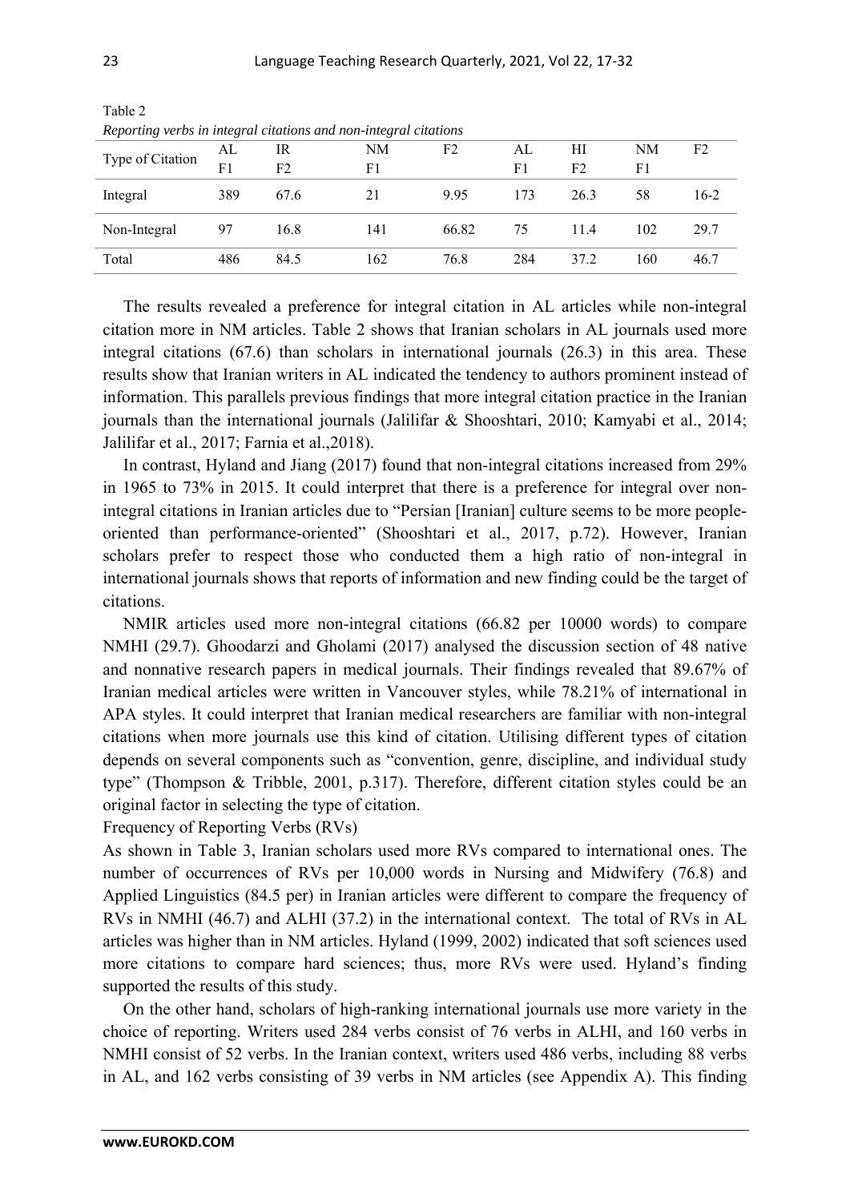Table 2

*Reporting verbs in integral citations and non-integral citations*

| Type of Citation | AL F1 | IR F2 | NM F1 | F2 | AL F1 | HI F2 | NM F1 | F2 |
|---|---|---|---|---|---|---|---|---|
| Integral | 389 | 67.6 | 21 | 9.95 | 173 | 26.3 | 58 | 16-2 |
| Non-Integral | 97 | 16.8 | 141 | 66.82 | 75 | 11.4 | 102 | 29.7 |
| Total | 486 | 84.5 | 162 | 76.8 | 284 | 37.2 | 160 | 46.7 |

The results revealed a preference for integral citation in AL articles while non-integral citation more in NM articles. Table 2 shows that Iranian scholars in AL journals used more integral citations (67.6) than scholars in international journals (26.3) in this area. These results show that Iranian writers in AL indicated the tendency to authors prominent instead of information. This parallels previous findings that more integral citation practice in the Iranian journals than the international journals (Jalilifar & Shooshtari, 2010; Kamyabi et al., 2014; Jalilifar et al., 2017; Farnia et al.,2018).

In contrast, Hyland and Jiang (2017) found that non-integral citations increased from 29% in 1965 to 73% in 2015. It could interpret that there is a preference for integral over non-integral citations in Iranian articles due to "Persian [Iranian] culture seems to be more people-oriented than performance-oriented" (Shooshtari et al., 2017, p.72). However, Iranian scholars prefer to respect those who conducted them a high ratio of non-integral in international journals shows that reports of information and new finding could be the target of citations.

NMIR articles used more non-integral citations (66.82 per 10000 words) to compare NMHI (29.7). Ghoodarzi and Gholami (2017) analysed the discussion section of 48 native and nonnative research papers in medical journals. Their findings revealed that 89.67% of Iranian medical articles were written in Vancouver styles, while 78.21% of international in APA styles. It could interpret that Iranian medical researchers are familiar with non-integral citations when more journals use this kind of citation. Utilising different types of citation depends on several components such as "convention, genre, discipline, and individual study type" (Thompson & Tribble, 2001, p.317). Therefore, different citation styles could be an original factor in selecting the type of citation.

Frequency of Reporting Verbs (RVs)

As shown in Table 3, Iranian scholars used more RVs compared to international ones. The number of occurrences of RVs per 10,000 words in Nursing and Midwifery (76.8) and Applied Linguistics (84.5 per) in Iranian articles were different to compare the frequency of RVs in NMHI (46.7) and ALHI (37.2) in the international context. The total of RVs in AL articles was higher than in NM articles. Hyland (1999, 2002) indicated that soft sciences used more citations to compare hard sciences; thus, more RVs were used. Hyland's finding supported the results of this study.

On the other hand, scholars of high-ranking international journals use more variety in the choice of reporting. Writers used 284 verbs consist of 76 verbs in ALHI, and 160 verbs in NMHI consist of 52 verbs. In the Iranian context, writers used 486 verbs, including 88 verbs in AL, and 162 verbs consisting of 39 verbs in NM articles (see Appendix A). This finding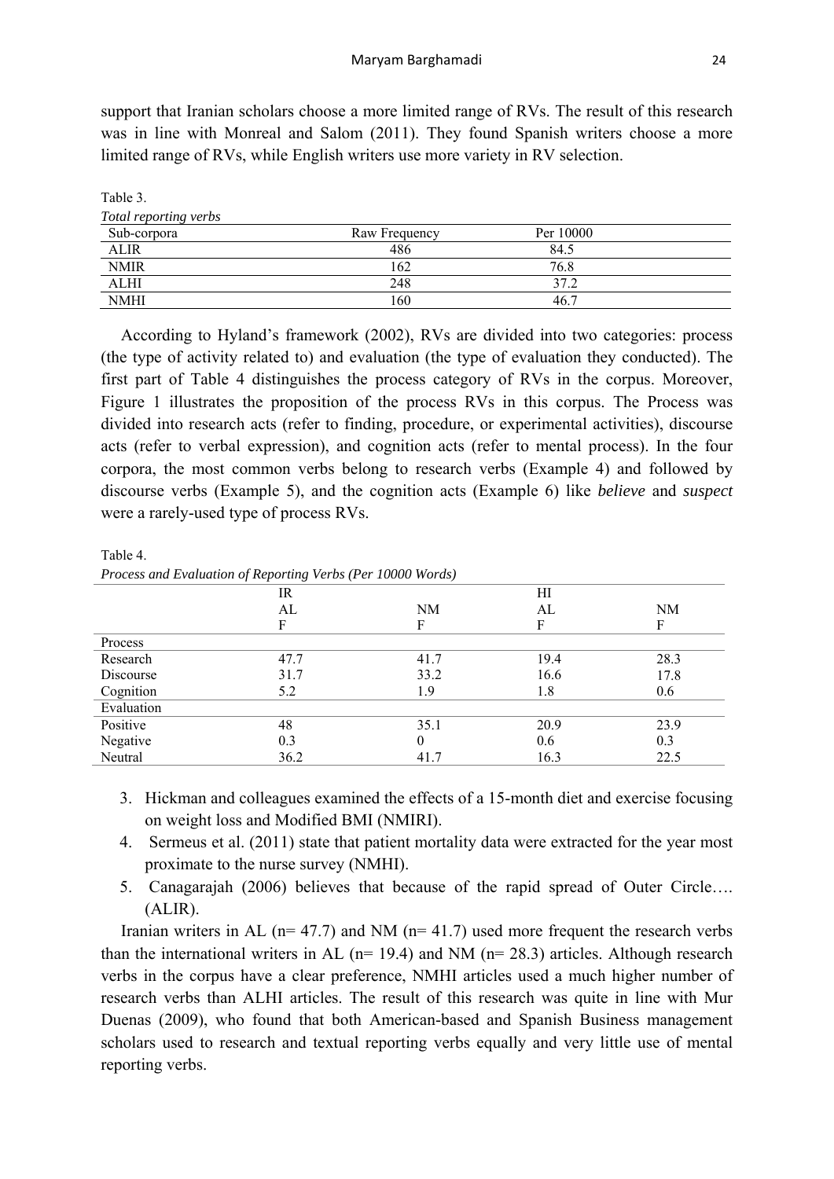support that Iranian scholars choose a more limited range of RVs. The result of this research was in line with Monreal and Salom (2011). They found Spanish writers choose a more limited range of RVs, while English writers use more variety in RV selection.

Table 3.

*Total reporting verbs*

| Sub-corpora | Raw Frequency | Per 10000 |
|---|---|---|
| ALIR | 486 | 84.5 |
| NMIR | 162 | 76.8 |
| ALHI | 248 | 37.2 |
| NMHI | 160 | 46.7 |

According to Hyland's framework (2002), RVs are divided into two categories: process (the type of activity related to) and evaluation (the type of evaluation they conducted). The first part of Table 4 distinguishes the process category of RVs in the corpus. Moreover, Figure 1 illustrates the proposition of the process RVs in this corpus. The Process was divided into research acts (refer to finding, procedure, or experimental activities), discourse acts (refer to verbal expression), and cognition acts (refer to mental process). In the four corpora, the most common verbs belong to research verbs (Example 4) and followed by discourse verbs (Example 5), and the cognition acts (Example 6) like *believe* and *suspect* were a rarely-used type of process RVs.

Table 4.

*Process and Evaluation of Reporting Verbs (Per 10000 Words)*

| | IR | | HI | |
|---|---|---|---|---|
| | AL | NM | AL | NM |
| | F | F | F | F |
| Process | | | | |
| Research | 47.7 | 41.7 | 19.4 | 28.3 |
| Discourse | 31.7 | 33.2 | 16.6 | 17.8 |
| Cognition | 5.2 | 1.9 | 1.8 | 0.6 |
| Evaluation | | | | |
| Positive | 48 | 35.1 | 20.9 | 23.9 |
| Negative | 0.3 | 0 | 0.6 | 0.3 |
| Neutral | 36.2 | 41.7 | 16.3 | 22.5 |

3. Hickman and colleagues examined the effects of a 15-month diet and exercise focusing on weight loss and Modified BMI (NMIRI).
4. Sermeus et al. (2011) state that patient mortality data were extracted for the year most proximate to the nurse survey (NMHI).
5. Canagarajah (2006) believes that because of the rapid spread of Outer Circle…. (ALIR).

Iranian writers in AL (n= 47.7) and NM (n= 41.7) used more frequent the research verbs than the international writers in AL (n= 19.4) and NM (n= 28.3) articles. Although research verbs in the corpus have a clear preference, NMHI articles used a much higher number of research verbs than ALHI articles. The result of this research was quite in line with Mur Duenas (2009), who found that both American-based and Spanish Business management scholars used to research and textual reporting verbs equally and very little use of mental reporting verbs.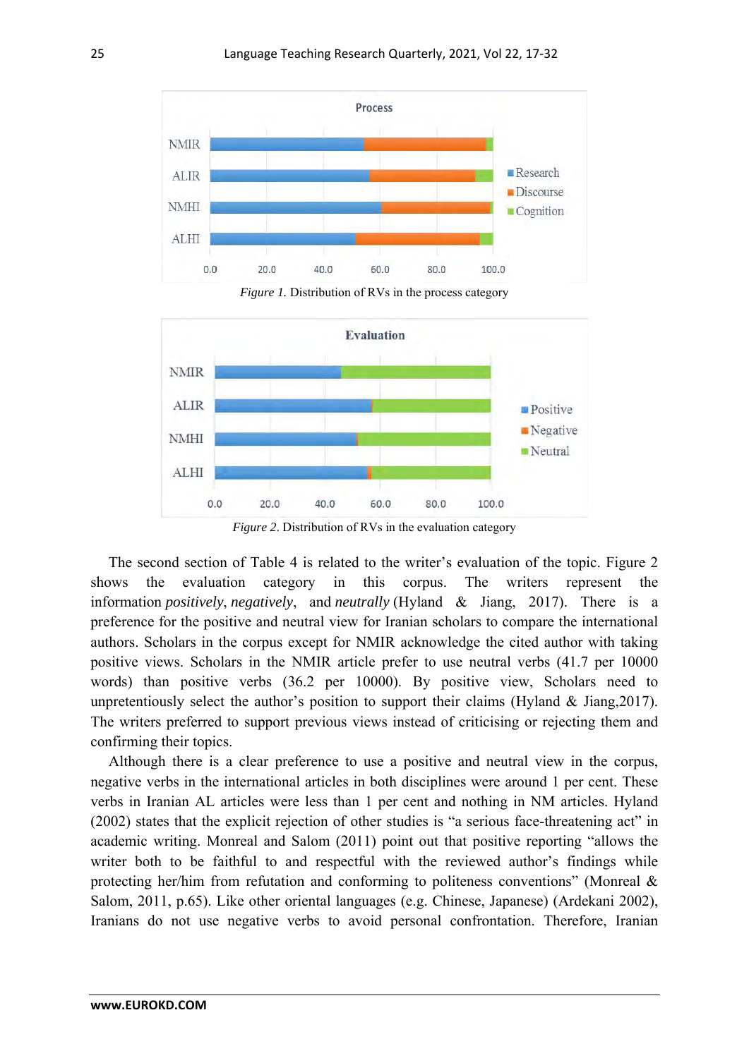*Figure 1.* Distribution of RVs in the process category

*Figure 2.* Distribution of RVs in the evaluation category

The second section of Table 4 is related to the writer's evaluation of the topic. Figure 2 shows the evaluation category in this corpus. The writers represent the information *positively*, *negatively*, and *neutrally* (Hyland & Jiang, 2017). There is a preference for the positive and neutral view for Iranian scholars to compare the international authors. Scholars in the corpus except for NMIR acknowledge the cited author with taking positive views. Scholars in the NMIR article prefer to use neutral verbs (41.7 per 10000 words) than positive verbs (36.2 per 10000). By positive view, Scholars need to unpretentiously select the author's position to support their claims (Hyland & Jiang,2017). The writers preferred to support previous views instead of criticising or rejecting them and confirming their topics.

Although there is a clear preference to use a positive and neutral view in the corpus, negative verbs in the international articles in both disciplines were around 1 per cent. These verbs in Iranian AL articles were less than 1 per cent and nothing in NM articles. Hyland (2002) states that the explicit rejection of other studies is "a serious face-threatening act" in academic writing. Monreal and Salom (2011) point out that positive reporting "allows the writer both to be faithful to and respectful with the reviewed author's findings while protecting her/him from refutation and conforming to politeness conventions" (Monreal & Salom, 2011, p.65). Like other oriental languages (e.g. Chinese, Japanese) (Ardekani 2002), Iranians do not use negative verbs to avoid personal confrontation. Therefore, Iranian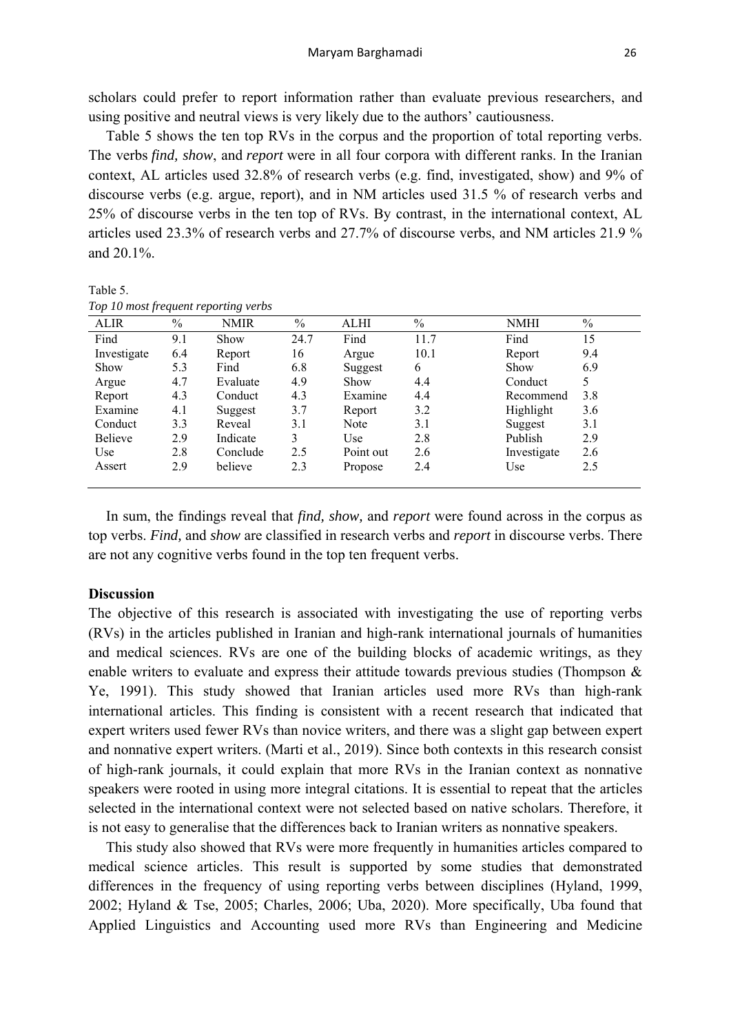scholars could prefer to report information rather than evaluate previous researchers, and using positive and neutral views is very likely due to the authors' cautiousness.

Table 5 shows the ten top RVs in the corpus and the proportion of total reporting verbs. The verbs *find, show*, and *report* were in all four corpora with different ranks. In the Iranian context, AL articles used 32.8% of research verbs (e.g. find, investigated, show) and 9% of discourse verbs (e.g. argue, report), and in NM articles used 31.5 % of research verbs and 25% of discourse verbs in the ten top of RVs. By contrast, in the international context, AL articles used 23.3% of research verbs and 27.7% of discourse verbs, and NM articles 21.9 % and 20.1%.

Table 5.
*Top 10 most frequent reporting verbs*

| ALIR | % | NMIR | % | ALHI | % | NMHI | % |
|---|---|---|---|---|---|---|---|
| Find | 9.1 | Show | 24.7 | Find | 11.7 | Find | 15 |
| Investigate | 6.4 | Report | 16 | Argue | 10.1 | Report | 9.4 |
| Show | 5.3 | Find | 6.8 | Suggest | 6 | Show | 6.9 |
| Argue | 4.7 | Evaluate | 4.9 | Show | 4.4 | Conduct | 5 |
| Report | 4.3 | Conduct | 4.3 | Examine | 4.4 | Recommend | 3.8 |
| Examine | 4.1 | Suggest | 3.7 | Report | 3.2 | Highlight | 3.6 |
| Conduct | 3.3 | Reveal | 3.1 | Note | 3.1 | Suggest | 3.1 |
| Believe | 2.9 | Indicate | 3 | Use | 2.8 | Publish | 2.9 |
| Use | 2.8 | Conclude | 2.5 | Point out | 2.6 | Investigate | 2.6 |
| Assert | 2.9 | believe | 2.3 | Propose | 2.4 | Use | 2.5 |

In sum, the findings reveal that *find, show,* and *report* were found across in the corpus as top verbs. *Find,* and *show* are classified in research verbs and *report* in discourse verbs. There are not any cognitive verbs found in the top ten frequent verbs.

**Discussion**

The objective of this research is associated with investigating the use of reporting verbs (RVs) in the articles published in Iranian and high-rank international journals of humanities and medical sciences. RVs are one of the building blocks of academic writings, as they enable writers to evaluate and express their attitude towards previous studies (Thompson & Ye, 1991). This study showed that Iranian articles used more RVs than high-rank international articles. This finding is consistent with a recent research that indicated that expert writers used fewer RVs than novice writers, and there was a slight gap between expert and nonnative expert writers. (Marti et al., 2019). Since both contexts in this research consist of high-rank journals, it could explain that more RVs in the Iranian context as nonnative speakers were rooted in using more integral citations. It is essential to repeat that the articles selected in the international context were not selected based on native scholars. Therefore, it is not easy to generalise that the differences back to Iranian writers as nonnative speakers.

This study also showed that RVs were more frequently in humanities articles compared to medical science articles. This result is supported by some studies that demonstrated differences in the frequency of using reporting verbs between disciplines (Hyland, 1999, 2002; Hyland & Tse, 2005; Charles, 2006; Uba, 2020). More specifically, Uba found that Applied Linguistics and Accounting used more RVs than Engineering and Medicine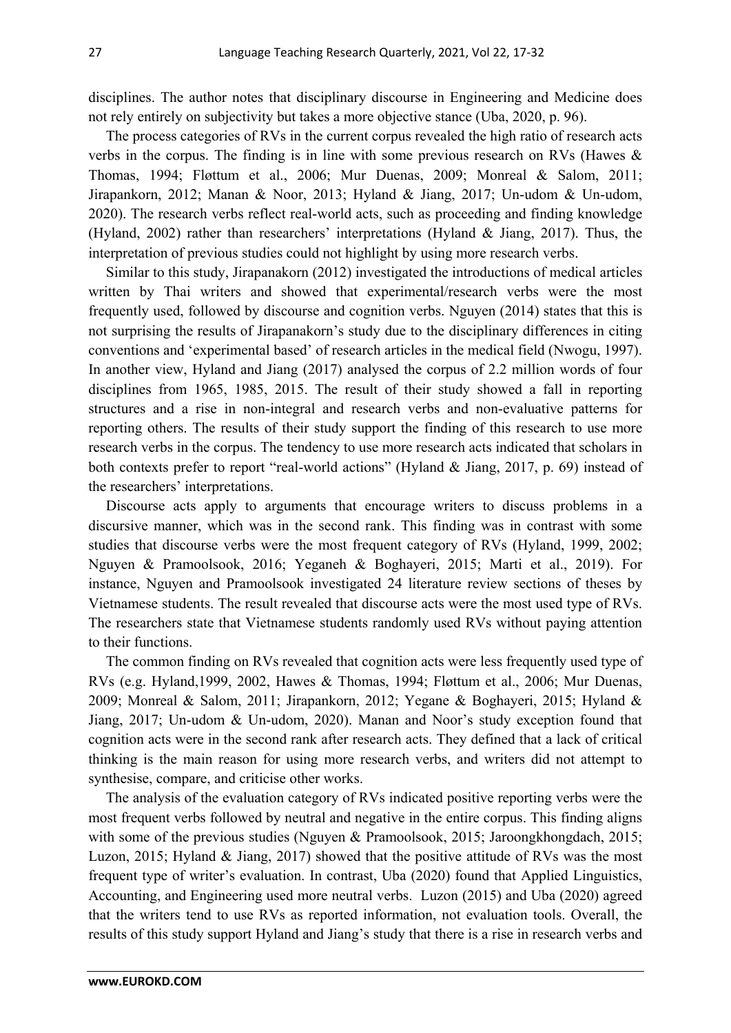disciplines. The author notes that disciplinary discourse in Engineering and Medicine does not rely entirely on subjectivity but takes a more objective stance (Uba, 2020, p. 96).

The process categories of RVs in the current corpus revealed the high ratio of research acts verbs in the corpus. The finding is in line with some previous research on RVs (Hawes & Thomas, 1994; Fløttum et al., 2006; Mur Duenas, 2009; Monreal & Salom, 2011; Jirapankorn, 2012; Manan & Noor, 2013; Hyland & Jiang, 2017; Un-udom & Un-udom, 2020). The research verbs reflect real-world acts, such as proceeding and finding knowledge (Hyland, 2002) rather than researchers' interpretations (Hyland & Jiang, 2017). Thus, the interpretation of previous studies could not highlight by using more research verbs.

Similar to this study, Jirapanakorn (2012) investigated the introductions of medical articles written by Thai writers and showed that experimental/research verbs were the most frequently used, followed by discourse and cognition verbs. Nguyen (2014) states that this is not surprising the results of Jirapanakorn's study due to the disciplinary differences in citing conventions and 'experimental based' of research articles in the medical field (Nwogu, 1997). In another view, Hyland and Jiang (2017) analysed the corpus of 2.2 million words of four disciplines from 1965, 1985, 2015. The result of their study showed a fall in reporting structures and a rise in non-integral and research verbs and non-evaluative patterns for reporting others. The results of their study support the finding of this research to use more research verbs in the corpus. The tendency to use more research acts indicated that scholars in both contexts prefer to report "real-world actions" (Hyland & Jiang, 2017, p. 69) instead of the researchers' interpretations.

Discourse acts apply to arguments that encourage writers to discuss problems in a discursive manner, which was in the second rank. This finding was in contrast with some studies that discourse verbs were the most frequent category of RVs (Hyland, 1999, 2002; Nguyen & Pramoolsook, 2016; Yeganeh & Boghayeri, 2015; Marti et al., 2019). For instance, Nguyen and Pramoolsook investigated 24 literature review sections of theses by Vietnamese students. The result revealed that discourse acts were the most used type of RVs. The researchers state that Vietnamese students randomly used RVs without paying attention to their functions.

The common finding on RVs revealed that cognition acts were less frequently used type of RVs (e.g. Hyland,1999, 2002, Hawes & Thomas, 1994; Fløttum et al., 2006; Mur Duenas, 2009; Monreal & Salom, 2011; Jirapankorn, 2012; Yegane & Boghayeri, 2015; Hyland & Jiang, 2017; Un-udom & Un-udom, 2020). Manan and Noor's study exception found that cognition acts were in the second rank after research acts. They defined that a lack of critical thinking is the main reason for using more research verbs, and writers did not attempt to synthesise, compare, and criticise other works.

The analysis of the evaluation category of RVs indicated positive reporting verbs were the most frequent verbs followed by neutral and negative in the entire corpus. This finding aligns with some of the previous studies (Nguyen & Pramoolsook, 2015; Jaroongkhongdach, 2015; Luzon, 2015; Hyland & Jiang, 2017) showed that the positive attitude of RVs was the most frequent type of writer's evaluation. In contrast, Uba (2020) found that Applied Linguistics, Accounting, and Engineering used more neutral verbs. Luzon (2015) and Uba (2020) agreed that the writers tend to use RVs as reported information, not evaluation tools. Overall, the results of this study support Hyland and Jiang's study that there is a rise in research verbs and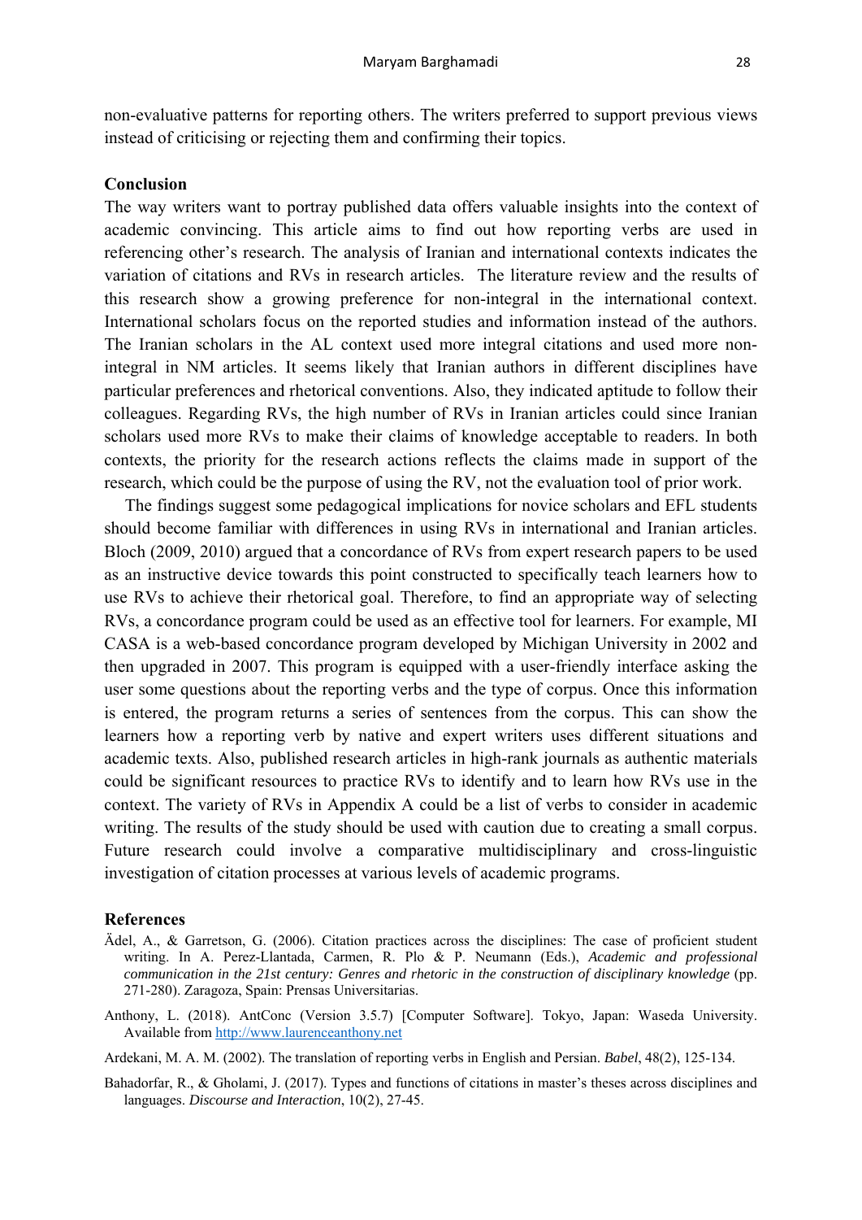non-evaluative patterns for reporting others. The writers preferred to support previous views instead of criticising or rejecting them and confirming their topics.

## Conclusion

The way writers want to portray published data offers valuable insights into the context of academic convincing. This article aims to find out how reporting verbs are used in referencing other's research. The analysis of Iranian and international contexts indicates the variation of citations and RVs in research articles. The literature review and the results of this research show a growing preference for non-integral in the international context. International scholars focus on the reported studies and information instead of the authors. The Iranian scholars in the AL context used more integral citations and used more non-integral in NM articles. It seems likely that Iranian authors in different disciplines have particular preferences and rhetorical conventions. Also, they indicated aptitude to follow their colleagues. Regarding RVs, the high number of RVs in Iranian articles could since Iranian scholars used more RVs to make their claims of knowledge acceptable to readers. In both contexts, the priority for the research actions reflects the claims made in support of the research, which could be the purpose of using the RV, not the evaluation tool of prior work.

The findings suggest some pedagogical implications for novice scholars and EFL students should become familiar with differences in using RVs in international and Iranian articles. Bloch (2009, 2010) argued that a concordance of RVs from expert research papers to be used as an instructive device towards this point constructed to specifically teach learners how to use RVs to achieve their rhetorical goal. Therefore, to find an appropriate way of selecting RVs, a concordance program could be used as an effective tool for learners. For example, MI CASA is a web-based concordance program developed by Michigan University in 2002 and then upgraded in 2007. This program is equipped with a user-friendly interface asking the user some questions about the reporting verbs and the type of corpus. Once this information is entered, the program returns a series of sentences from the corpus. This can show the learners how a reporting verb by native and expert writers uses different situations and academic texts. Also, published research articles in high-rank journals as authentic materials could be significant resources to practice RVs to identify and to learn how RVs use in the context. The variety of RVs in Appendix A could be a list of verbs to consider in academic writing. The results of the study should be used with caution due to creating a small corpus. Future research could involve a comparative multidisciplinary and cross-linguistic investigation of citation processes at various levels of academic programs.

## References

Ädel, A., & Garretson, G. (2006). Citation practices across the disciplines: The case of proficient student writing. In A. Perez-Llantada, Carmen, R. Plo & P. Neumann (Eds.), *Academic and professional communication in the 21st century: Genres and rhetoric in the construction of disciplinary knowledge* (pp. 271-280). Zaragoza, Spain: Prensas Universitarias.

Anthony, L. (2018). AntConc (Version 3.5.7) [Computer Software]. Tokyo, Japan: Waseda University. Available from http://www.laurenceanthony.net

Ardekani, M. A. M. (2002). The translation of reporting verbs in English and Persian. *Babel*, 48(2), 125-134.

Bahadorfar, R., & Gholami, J. (2017). Types and functions of citations in master's theses across disciplines and languages. *Discourse and Interaction*, 10(2), 27-45.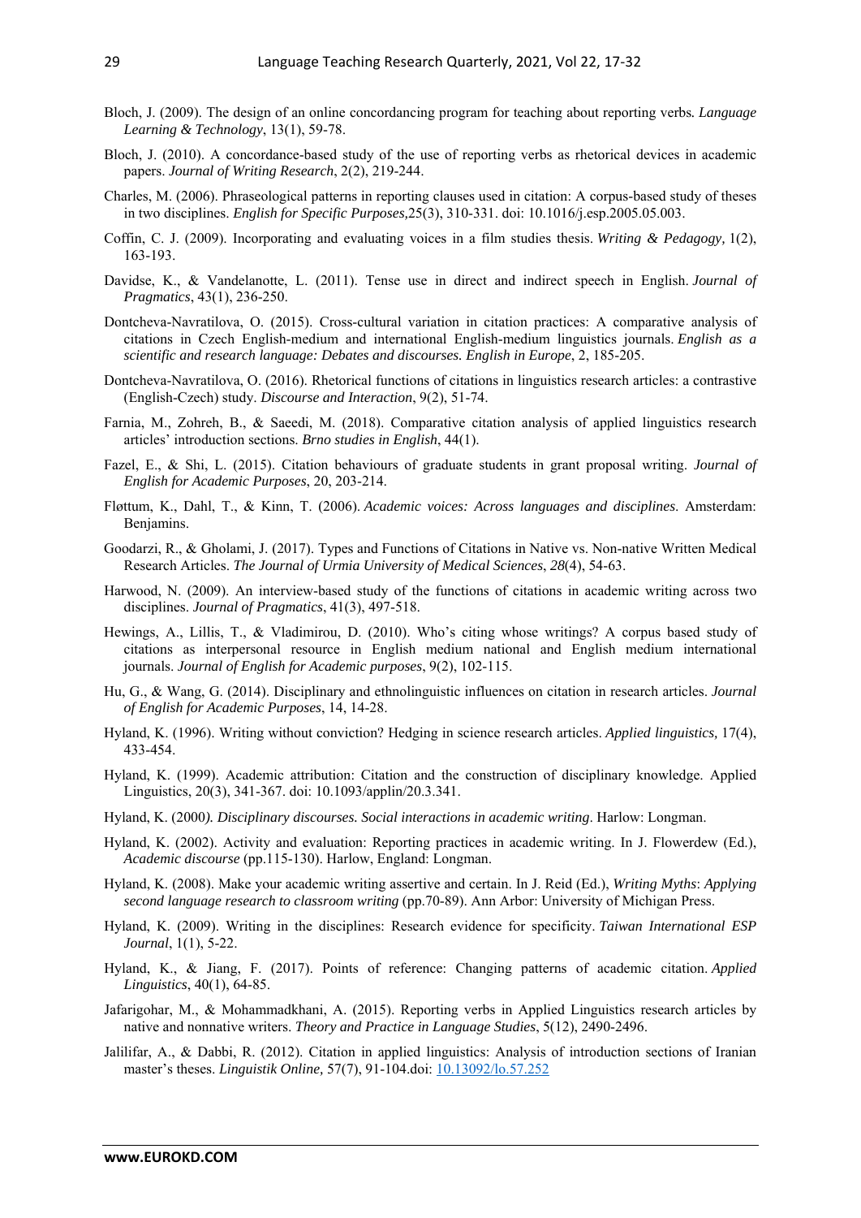Bloch, J. (2009). The design of an online concordancing program for teaching about reporting verbs. *Language Learning & Technology*, 13(1), 59-78.

Bloch, J. (2010). A concordance-based study of the use of reporting verbs as rhetorical devices in academic papers. *Journal of Writing Research*, 2(2), 219-244.

Charles, M. (2006). Phraseological patterns in reporting clauses used in citation: A corpus-based study of theses in two disciplines. *English for Specific Purposes,*25(3), 310-331. doi: 10.1016/j.esp.2005.05.003.

Coffin, C. J. (2009). Incorporating and evaluating voices in a film studies thesis. *Writing & Pedagogy,* 1(2), 163-193.

Davidse, K., & Vandelanotte, L. (2011). Tense use in direct and indirect speech in English. *Journal of Pragmatics*, 43(1), 236-250.

Dontcheva-Navratilova, O. (2015). Cross-cultural variation in citation practices: A comparative analysis of citations in Czech English-medium and international English-medium linguistics journals. *English as a scientific and research language: Debates and discourses. English in Europe*, 2, 185-205.

Dontcheva-Navratilova, O. (2016). Rhetorical functions of citations in linguistics research articles: a contrastive (English-Czech) study. *Discourse and Interaction*, 9(2), 51-74.

Farnia, M., Zohreh, B., & Saeedi, M. (2018). Comparative citation analysis of applied linguistics research articles' introduction sections. *Brno studies in English*, 44(1).

Fazel, E., & Shi, L. (2015). Citation behaviours of graduate students in grant proposal writing. *Journal of English for Academic Purposes*, 20, 203-214.

Fløttum, K., Dahl, T., & Kinn, T. (2006). *Academic voices: Across languages and disciplines*. Amsterdam: Benjamins.

Goodarzi, R., & Gholami, J. (2017). Types and Functions of Citations in Native vs. Non-native Written Medical Research Articles. *The Journal of Urmia University of Medical Sciences*, *28*(4), 54-63.

Harwood, N. (2009). An interview-based study of the functions of citations in academic writing across two disciplines. *Journal of Pragmatics*, 41(3), 497-518.

Hewings, A., Lillis, T., & Vladimirou, D. (2010). Who's citing whose writings? A corpus based study of citations as interpersonal resource in English medium national and English medium international journals. *Journal of English for Academic purposes*, 9(2), 102-115.

Hu, G., & Wang, G. (2014). Disciplinary and ethnolinguistic influences on citation in research articles. *Journal of English for Academic Purposes*, 14, 14-28.

Hyland, K. (1996). Writing without conviction? Hedging in science research articles. *Applied linguistics,* 17(4), 433-454.

Hyland, K. (1999). Academic attribution: Citation and the construction of disciplinary knowledge. Applied Linguistics, 20(3), 341-367. doi: 10.1093/applin/20.3.341.

Hyland, K. (2000*). Disciplinary discourses. Social interactions in academic writing*. Harlow: Longman.

Hyland, K. (2002). Activity and evaluation: Reporting practices in academic writing. In J. Flowerdew (Ed.), *Academic discourse* (pp.115-130). Harlow, England: Longman.

Hyland, K. (2008). Make your academic writing assertive and certain. In J. Reid (Ed.), *Writing Myths*: *Applying second language research to classroom writing* (pp.70-89). Ann Arbor: University of Michigan Press.

Hyland, K. (2009). Writing in the disciplines: Research evidence for specificity. *Taiwan International ESP Journal*, 1(1), 5-22.

Hyland, K., & Jiang, F. (2017). Points of reference: Changing patterns of academic citation. *Applied Linguistics*, 40(1), 64-85.

Jafarigohar, M., & Mohammadkhani, A. (2015). Reporting verbs in Applied Linguistics research articles by native and nonnative writers. *Theory and Practice in Language Studies*, 5(12), 2490-2496.

Jalilifar, A., & Dabbi, R. (2012). Citation in applied linguistics: Analysis of introduction sections of Iranian master's theses. *Linguistik Online,* 57(7), 91-104.doi: 10.13092/lo.57.252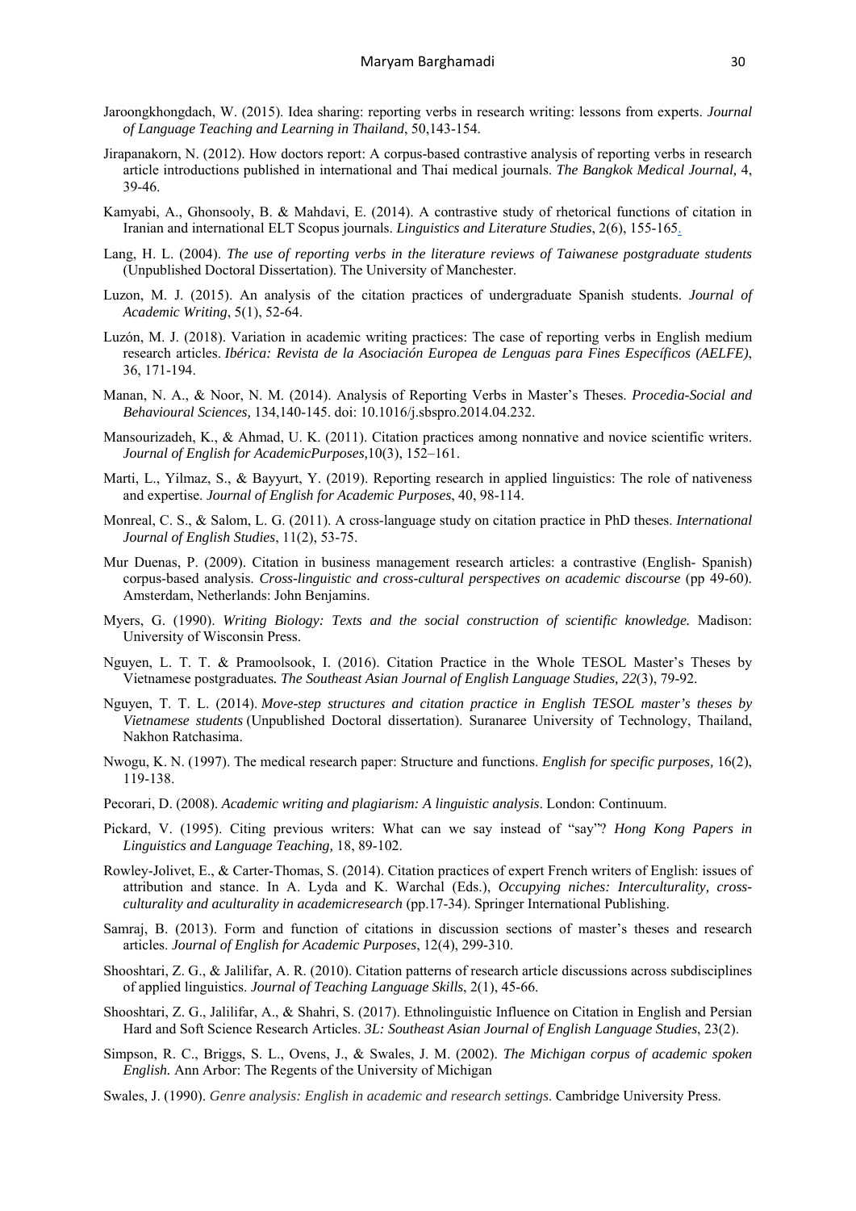Jaroongkhongdach, W. (2015). Idea sharing: reporting verbs in research writing: lessons from experts. *Journal of Language Teaching and Learning in Thailand*, 50,143-154.

Jirapanakorn, N. (2012). How doctors report: A corpus-based contrastive analysis of reporting verbs in research article introductions published in international and Thai medical journals. *The Bangkok Medical Journal,* 4, 39-46.

Kamyabi, A., Ghonsooly, B. & Mahdavi, E. (2014). A contrastive study of rhetorical functions of citation in Iranian and international ELT Scopus journals. *Linguistics and Literature Studies*, 2(6), 155-165.

Lang, H. L. (2004). *The use of reporting verbs in the literature reviews of Taiwanese postgraduate students* (Unpublished Doctoral Dissertation). The University of Manchester.

Luzon, M. J. (2015). An analysis of the citation practices of undergraduate Spanish students. *Journal of Academic Writing*, 5(1), 52-64.

Luzón, M. J. (2018). Variation in academic writing practices: The case of reporting verbs in English medium research articles. *Ibérica: Revista de la Asociación Europea de Lenguas para Fines Específicos (AELFE)*, 36, 171-194.

Manan, N. A., & Noor, N. M. (2014). Analysis of Reporting Verbs in Master's Theses. *Procedia-Social and Behavioural Sciences,* 134,140-145. doi: 10.1016/j.sbspro.2014.04.232.

Mansourizadeh, K., & Ahmad, U. K. (2011). Citation practices among nonnative and novice scientific writers. *Journal of English for AcademicPurposes,*10(3), 152–161.

Marti, L., Yilmaz, S., & Bayyurt, Y. (2019). Reporting research in applied linguistics: The role of nativeness and expertise. *Journal of English for Academic Purposes*, 40, 98-114.

Monreal, C. S., & Salom, L. G. (2011). A cross-language study on citation practice in PhD theses. *International Journal of English Studies*, 11(2), 53-75.

Mur Duenas, P. (2009). Citation in business management research articles: a contrastive (English- Spanish) corpus-based analysis. *Cross-linguistic and cross-cultural perspectives on academic discourse* (pp 49-60). Amsterdam, Netherlands: John Benjamins.

Myers, G. (1990). *Writing Biology: Texts and the social construction of scientific knowledge.* Madison: University of Wisconsin Press.

Nguyen, L. T. T. & Pramoolsook, I. (2016). Citation Practice in the Whole TESOL Master's Theses by Vietnamese postgraduates*. The Southeast Asian Journal of English Language Studies, 22*(3), 79-92.

Nguyen, T. T. L. (2014). *Move-step structures and citation practice in English TESOL master's theses by Vietnamese students* (Unpublished Doctoral dissertation). Suranaree University of Technology, Thailand, Nakhon Ratchasima.

Nwogu, K. N. (1997). The medical research paper: Structure and functions. *English for specific purposes,* 16(2), 119-138.

Pecorari, D. (2008). *Academic writing and plagiarism: A linguistic analysis*. London: Continuum.

Pickard, V. (1995). Citing previous writers: What can we say instead of "say"? *Hong Kong Papers in Linguistics and Language Teaching,* 18, 89-102.

Rowley-Jolivet, E., & Carter-Thomas, S. (2014). Citation practices of expert French writers of English: issues of attribution and stance. In A. Lyda and K. Warchal (Eds.), *Occupying niches: Interculturality, cross-culturality and aculturality in academicresearch* (pp.17-34). Springer International Publishing.

Samraj, B. (2013). Form and function of citations in discussion sections of master's theses and research articles. *Journal of English for Academic Purposes*, 12(4), 299-310.

Shooshtari, Z. G., & Jalilifar, A. R. (2010). Citation patterns of research article discussions across subdisciplines of applied linguistics. *Journal of Teaching Language Skills*, 2(1), 45-66.

Shooshtari, Z. G., Jalilifar, A., & Shahri, S. (2017). Ethnolinguistic Influence on Citation in English and Persian Hard and Soft Science Research Articles. *3L: Southeast Asian Journal of English Language Studies*, 23(2).

Simpson, R. C., Briggs, S. L., Ovens, J., & Swales, J. M. (2002). *The Michigan corpus of academic spoken English.* Ann Arbor: The Regents of the University of Michigan

Swales, J. (1990). *Genre analysis: English in academic and research settings*. Cambridge University Press.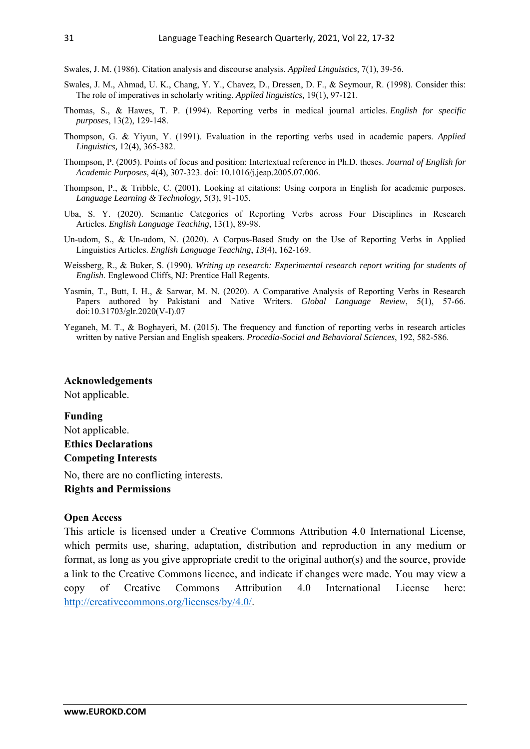Swales, J. M. (1986). Citation analysis and discourse analysis. *Applied Linguistics,* 7(1), 39-56.

Swales, J. M., Ahmad, U. K., Chang, Y. Y., Chavez, D., Dressen, D. F., & Seymour, R. (1998). Consider this: The role of imperatives in scholarly writing. *Applied linguistics,* 19(1), 97-121.

Thomas, S., & Hawes, T. P. (1994). Reporting verbs in medical journal articles. *English for specific purposes*, 13(2), 129-148.

Thompson, G. & Yiyun, Y. (1991). Evaluation in the reporting verbs used in academic papers. *Applied Linguistics,* 12(4), 365-382.

Thompson, P. (2005). Points of focus and position: Intertextual reference in Ph.D. theses. *Journal of English for Academic Purposes*, 4(4), 307-323. doi: 10.1016/j.jeap.2005.07.006.

Thompson, P., & Tribble, C. (2001). Looking at citations: Using corpora in English for academic purposes. *Language Learning & Technology,* 5(3), 91-105.

Uba, S. Y. (2020). Semantic Categories of Reporting Verbs across Four Disciplines in Research Articles. *English Language Teaching*, 13(1), 89-98.

Un-udom, S., & Un-udom, N. (2020). A Corpus-Based Study on the Use of Reporting Verbs in Applied Linguistics Articles. *English Language Teaching*, *13*(4), 162-169.

Weissberg, R., & Buker, S. (1990). *Writing up research: Experimental research report writing for students of English.* Englewood Cliffs, NJ: Prentice Hall Regents.

Yasmin, T., Butt, I. H., & Sarwar, M. N. (2020). A Comparative Analysis of Reporting Verbs in Research Papers authored by Pakistani and Native Writers. *Global Language Review*, 5(1), 57-66. doi:10.31703/glr.2020(V-I).07

Yeganeh, M. T., & Boghayeri, M. (2015). The frequency and function of reporting verbs in research articles written by native Persian and English speakers. *Procedia-Social and Behavioral Sciences*, 192, 582-586.

**Acknowledgements**

Not applicable.

**Funding**

Not applicable.

**Ethics Declarations**

**Competing Interests**

No, there are no conflicting interests.

**Rights and Permissions**

**Open Access**

This article is licensed under a Creative Commons Attribution 4.0 International License, which permits use, sharing, adaptation, distribution and reproduction in any medium or format, as long as you give appropriate credit to the original author(s) and the source, provide a link to the Creative Commons licence, and indicate if changes were made. You may view a copy of Creative Commons Attribution 4.0 International License here: http://creativecommons.org/licenses/by/4.0/.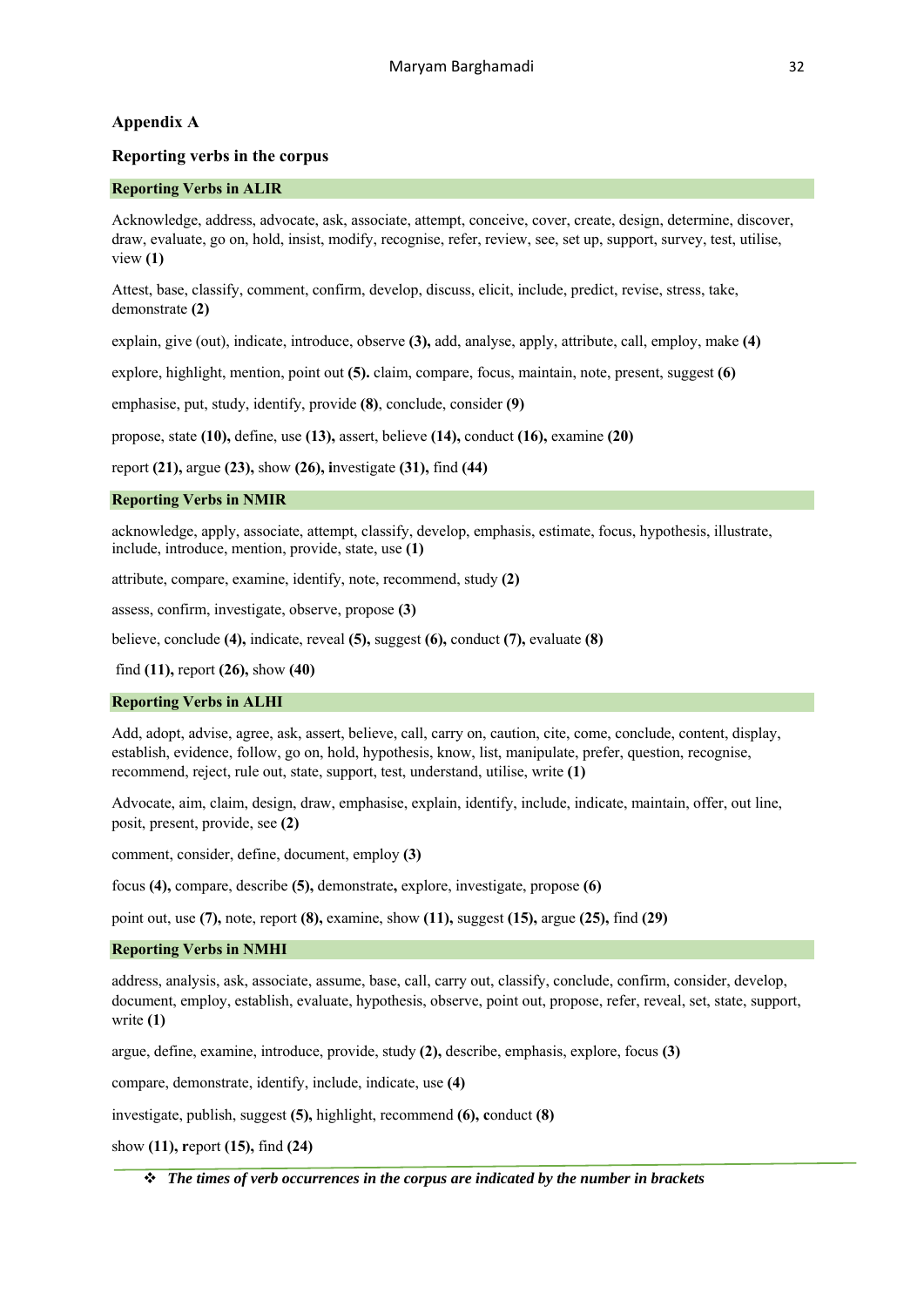## Appendix A

### Reporting verbs in the corpus

**Reporting Verbs in ALIR**

Acknowledge, address, advocate, ask, associate, attempt, conceive, cover, create, design, determine, discover, draw, evaluate, go on, hold, insist, modify, recognise, refer, review, see, set up, support, survey, test, utilise, view **(1)**

Attest, base, classify, comment, confirm, develop, discuss, elicit, include, predict, revise, stress, take, demonstrate **(2)**

explain, give (out), indicate, introduce, observe **(3),** add, analyse, apply, attribute, call, employ, make **(4)**

explore, highlight, mention, point out **(5).** claim, compare, focus, maintain, note, present, suggest **(6)**

emphasise, put, study, identify, provide **(8)**, conclude, consider **(9)**

propose, state **(10),** define, use **(13),** assert, believe **(14),** conduct **(16),** examine **(20)**

report **(21),** argue **(23),** show **(26), i**nvestigate **(31),** find **(44)**

**Reporting Verbs in NMIR**

acknowledge, apply, associate, attempt, classify, develop, emphasis, estimate, focus, hypothesis, illustrate, include, introduce, mention, provide, state, use **(1)**

attribute, compare, examine, identify, note, recommend, study **(2)**

assess, confirm, investigate, observe, propose **(3)**

believe, conclude **(4),** indicate, reveal **(5),** suggest **(6),** conduct **(7),** evaluate **(8)**

find **(11),** report **(26),** show **(40)**

**Reporting Verbs in ALHI**

Add, adopt, advise, agree, ask, assert, believe, call, carry on, caution, cite, come, conclude, content, display, establish, evidence, follow, go on, hold, hypothesis, know, list, manipulate, prefer, question, recognise, recommend, reject, rule out, state, support, test, understand, utilise, write **(1)**

Advocate, aim, claim, design, draw, emphasise, explain, identify, include, indicate, maintain, offer, out line, posit, present, provide, see **(2)**

comment, consider, define, document, employ **(3)**

focus **(4),** compare, describe **(5),** demonstrate**,** explore, investigate, propose **(6)**

point out, use **(7),** note, report **(8),** examine, show **(11),** suggest **(15),** argue **(25),** find **(29)**

**Reporting Verbs in NMHI**

address, analysis, ask, associate, assume, base, call, carry out, classify, conclude, confirm, consider, develop, document, employ, establish, evaluate, hypothesis, observe, point out, propose, refer, reveal, set, state, support, write **(1)**

argue, define, examine, introduce, provide, study **(2),** describe, emphasis, explore, focus **(3)**

compare, demonstrate, identify, include, indicate, use **(4)**

investigate, publish, suggest **(5),** highlight, recommend **(6), c**onduct **(8)**

show **(11), r**eport **(15),** find **(24)**

- ***The times of verb occurrences in the corpus are indicated by the number in brackets***